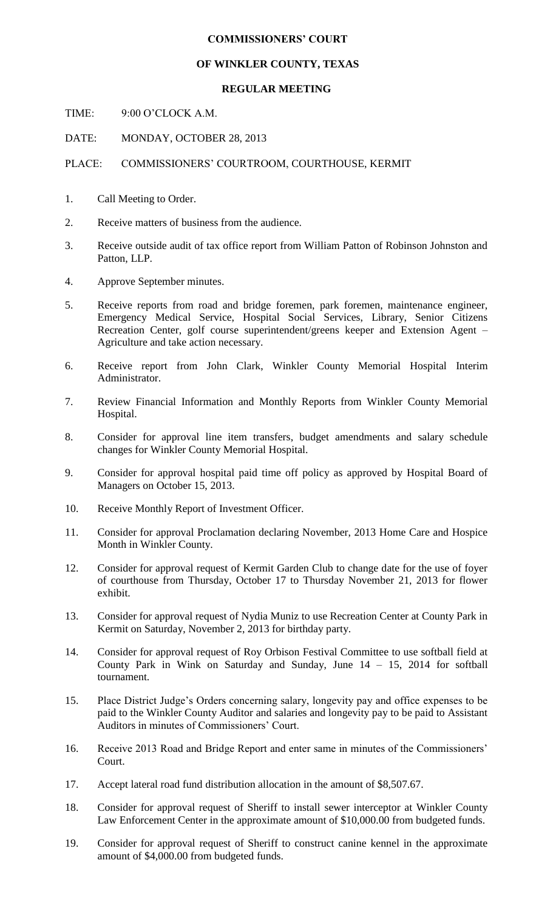**COMMISSIONERS' COURT**

**OF WINKLER COUNTY, TEXAS**

**REGULAR MEETING**

TIME: 9:00 O'CLOCK A.M.

DATE: MONDAY, OCTOBER 28, 2013

PLACE: COMMISSIONERS' COURTROOM, COURTHOUSE, KERMIT

1. Call Meeting to Order.
2. Receive matters of business from the audience.
3. Receive outside audit of tax office report from William Patton of Robinson Johnston and Patton, LLP.
4. Approve September minutes.
5. Receive reports from road and bridge foremen, park foremen, maintenance engineer, Emergency Medical Service, Hospital Social Services, Library, Senior Citizens Recreation Center, golf course superintendent/greens keeper and Extension Agent – Agriculture and take action necessary.
6. Receive report from John Clark, Winkler County Memorial Hospital Interim Administrator.
7. Review Financial Information and Monthly Reports from Winkler County Memorial Hospital.
8. Consider for approval line item transfers, budget amendments and salary schedule changes for Winkler County Memorial Hospital.
9. Consider for approval hospital paid time off policy as approved by Hospital Board of Managers on October 15, 2013.
10. Receive Monthly Report of Investment Officer.
11. Consider for approval Proclamation declaring November, 2013 Home Care and Hospice Month in Winkler County.
12. Consider for approval request of Kermit Garden Club to change date for the use of foyer of courthouse from Thursday, October 17 to Thursday November 21, 2013 for flower exhibit.
13. Consider for approval request of Nydia Muniz to use Recreation Center at County Park in Kermit on Saturday, November 2, 2013 for birthday party.
14. Consider for approval request of Roy Orbison Festival Committee to use softball field at County Park in Wink on Saturday and Sunday, June 14 – 15, 2014 for softball tournament.
15. Place District Judge's Orders concerning salary, longevity pay and office expenses to be paid to the Winkler County Auditor and salaries and longevity pay to be paid to Assistant Auditors in minutes of Commissioners' Court.
16. Receive 2013 Road and Bridge Report and enter same in minutes of the Commissioners' Court.
17. Accept lateral road fund distribution allocation in the amount of $8,507.67.
18. Consider for approval request of Sheriff to install sewer interceptor at Winkler County Law Enforcement Center in the approximate amount of $10,000.00 from budgeted funds.
19. Consider for approval request of Sheriff to construct canine kennel in the approximate amount of $4,000.00 from budgeted funds.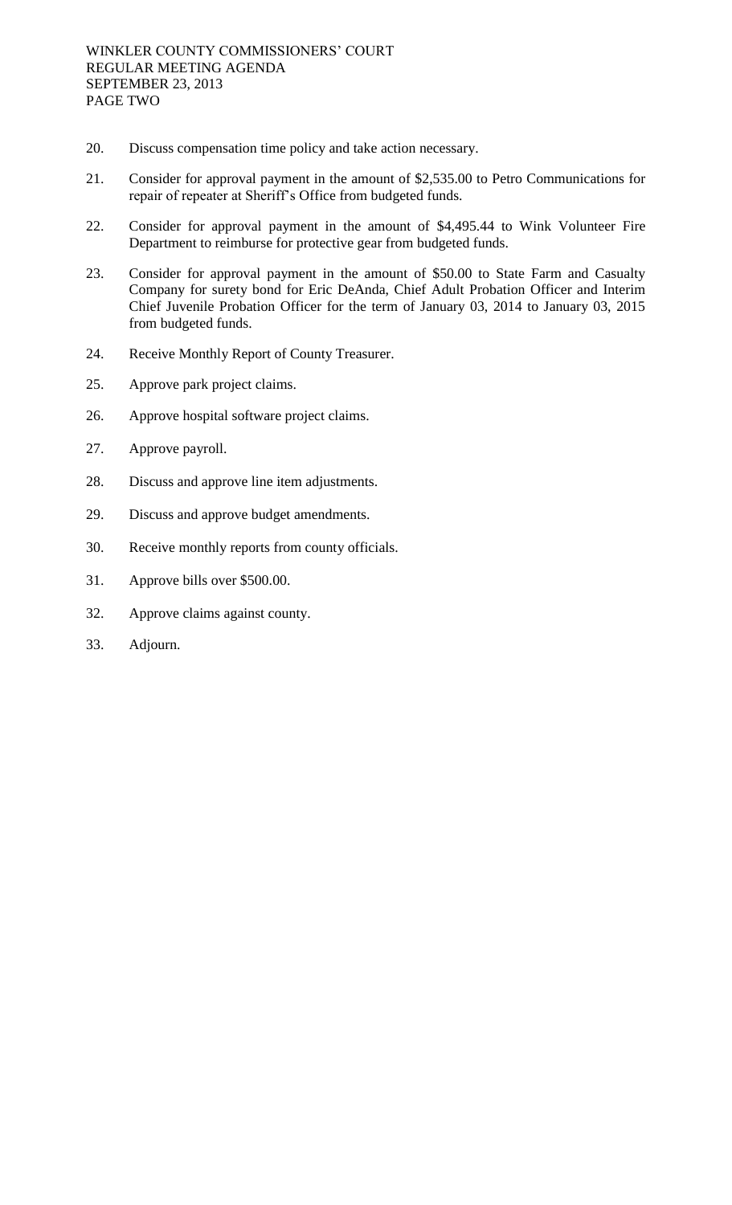20. Discuss compensation time policy and take action necessary.

21. Consider for approval payment in the amount of $2,535.00 to Petro Communications for repair of repeater at Sheriff's Office from budgeted funds.

22. Consider for approval payment in the amount of $4,495.44 to Wink Volunteer Fire Department to reimburse for protective gear from budgeted funds.

23. Consider for approval payment in the amount of $50.00 to State Farm and Casualty Company for surety bond for Eric DeAnda, Chief Adult Probation Officer and Interim Chief Juvenile Probation Officer for the term of January 03, 2014 to January 03, 2015 from budgeted funds.

24. Receive Monthly Report of County Treasurer.

25. Approve park project claims.

26. Approve hospital software project claims.

27. Approve payroll.

28. Discuss and approve line item adjustments.

29. Discuss and approve budget amendments.

30. Receive monthly reports from county officials.

31. Approve bills over $500.00.

32. Approve claims against county.

33. Adjourn.